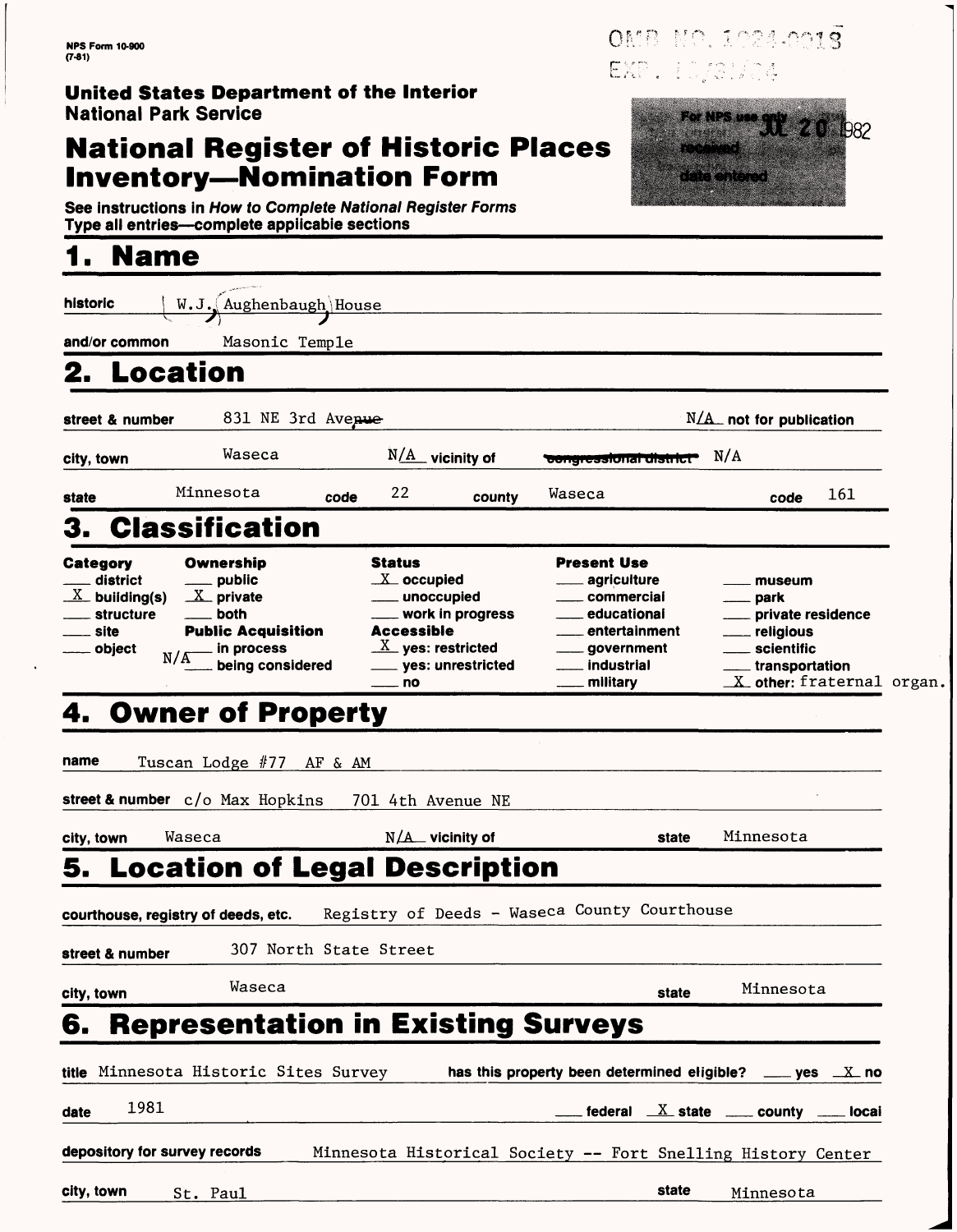NPS Form 10-900
(7-81)

OMB NO. 1024-0018
EXP. 10/31/84

**United States Department of the Interior**
**National Park Service**

# National Register of Historic Places Inventory—Nomination Form

For NPS use only
received JUL 20 1982
date entered

See instructions in *How to Complete National Register Forms*
Type all entries—complete applicable sections

## 1. Name

historic W.J. Aughenbaugh House

and/or common Masonic Temple

## 2. Location

street & number 831 NE 3rd Avenue — N/A not for publication

city, town Waseca — N/A vicinity of — ~~congressional district~~ N/A

state Minnesota code 22 county Waseca code 161

## 3. Classification

| Category | Ownership | Status | Present Use | |
|---|---|---|---|---|
| ___ district | ___ public | _X_ occupied | ___ agriculture | ___ museum |
| _X_ building(s) | _X_ private | ___ unoccupied | ___ commercial | ___ park |
| ___ structure | ___ both | ___ work in progress | ___ educational | ___ private residence |
| ___ site | **Public Acquisition** | **Accessible** | ___ entertainment | ___ religious |
| ___ object | ___ in process | _X_ yes: restricted | ___ government | ___ scientific |
| | N/A ___ being considered | ___ yes: unrestricted | ___ industrial | ___ transportation |
| | | ___ no | ___ military | _X_ other: fraternal organ. |

## 4. Owner of Property

name Tuscan Lodge #77 AF & AM

street & number c/o Max Hopkins 701 4th Avenue NE

city, town Waseca — N/A vicinity of — state Minnesota

## 5. Location of Legal Description

courthouse, registry of deeds, etc. Registry of Deeds - Waseca County Courthouse

street & number 307 North State Street

city, town Waseca — state Minnesota

## 6. Representation in Existing Surveys

title Minnesota Historic Sites Survey — has this property been determined eligible? ___ yes _X_ no

date 1981 — ___ federal _X_ state ___ county ___ local

depository for survey records Minnesota Historical Society -- Fort Snelling History Center

city, town St. Paul — state Minnesota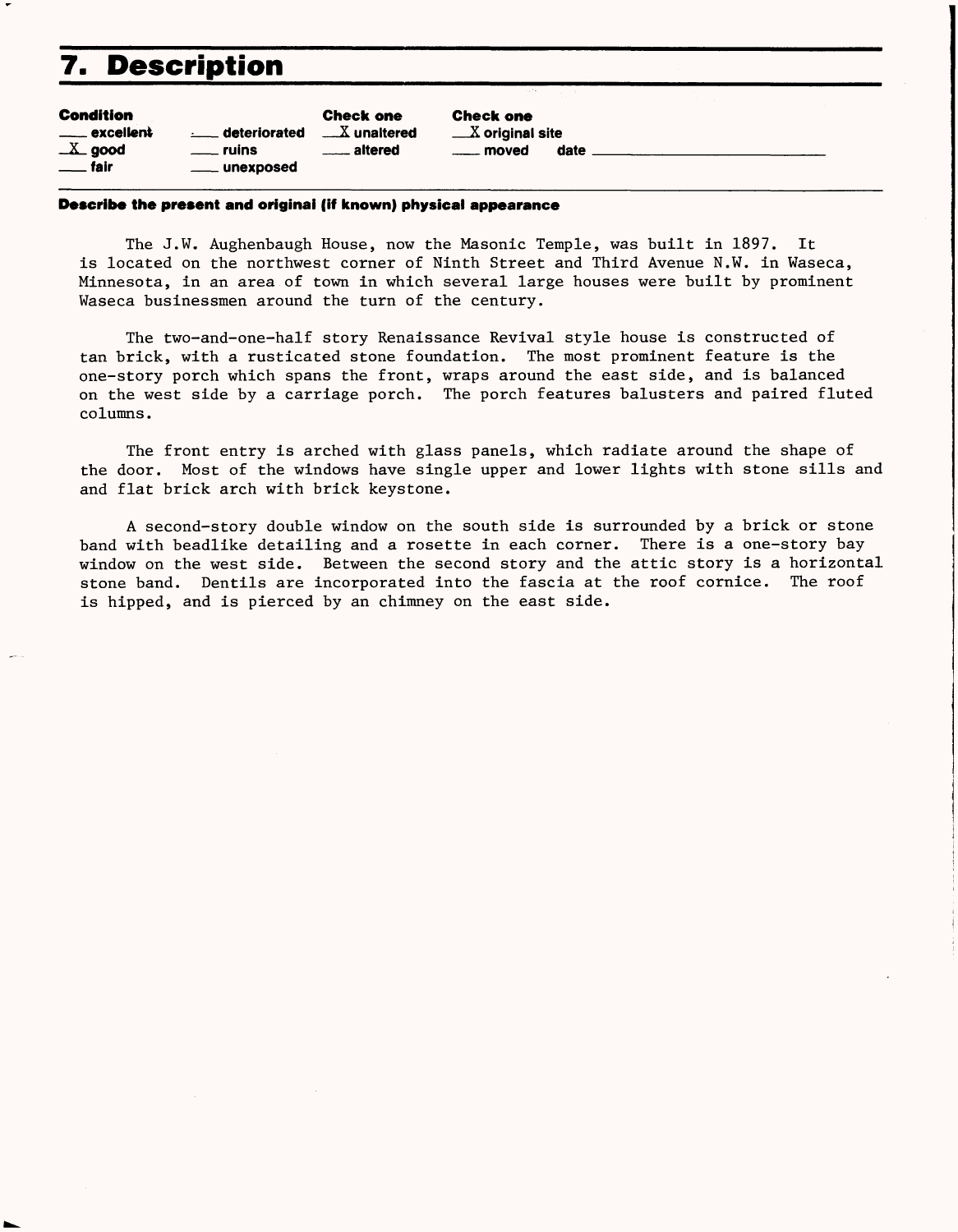# 7. Description

| Condition | | Check one | Check one |
|---|---|---|---|
| ___ excellent | ___ deteriorated | _X_ unaltered | _X_ original site |
| _X_ good | ___ ruins | ___ altered | ___ moved date ___ |
| ___ fair | ___ unexposed | | |

**Describe the present and original (if known) physical appearance**

The J.W. Aughenbaugh House, now the Masonic Temple, was built in 1897. It is located on the northwest corner of Ninth Street and Third Avenue N.W. in Waseca, Minnesota, in an area of town in which several large houses were built by prominent Waseca businessmen around the turn of the century.

The two-and-one-half story Renaissance Revival style house is constructed of tan brick, with a rusticated stone foundation. The most prominent feature is the one-story porch which spans the front, wraps around the east side, and is balanced on the west side by a carriage porch. The porch features balusters and paired fluted columns.

The front entry is arched with glass panels, which radiate around the shape of the door. Most of the windows have single upper and lower lights with stone sills and and flat brick arch with brick keystone.

A second-story double window on the south side is surrounded by a brick or stone band with beadlike detailing and a rosette in each corner. There is a one-story bay window on the west side. Between the second story and the attic story is a horizontal stone band. Dentils are incorporated into the fascia at the roof cornice. The roof is hipped, and is pierced by an chimney on the east side.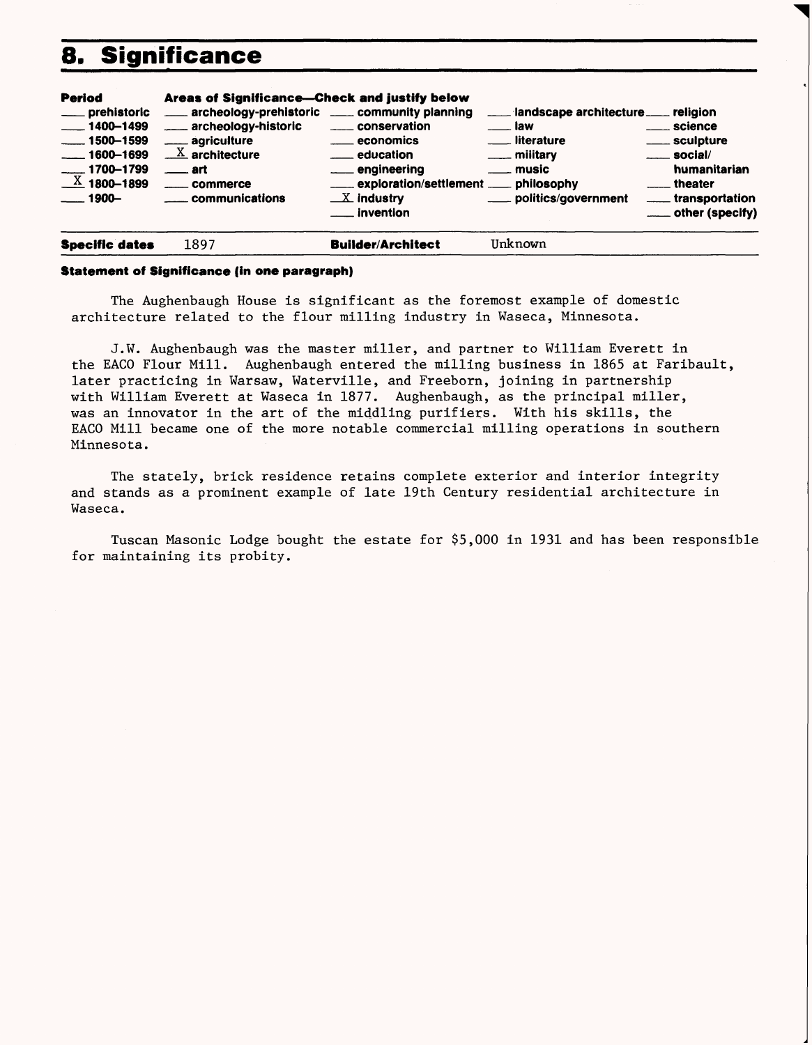# 8. Significance

| Period | Areas of Significance—Check and justify below | | | |
|---|---|---|---|---|
| ___ prehistoric | ___ archeology-prehistoric | ___ community planning | ___ landscape architecture | ___ religion |
| ___ 1400–1499 | ___ archeology-historic | ___ conservation | ___ law | ___ science |
| ___ 1500–1599 | ___ agriculture | ___ economics | ___ literature | ___ sculpture |
| ___ 1600–1699 | X architecture | ___ education | ___ military | ___ social/humanitarian |
| ___ 1700–1799 | ___ art | ___ engineering | ___ music | ___ theater |
| X 1800–1899 | ___ commerce | ___ exploration/settlement | ___ philosophy | ___ transportation |
| ___ 1900– | ___ communications | X industry | ___ politics/government | ___ other (specify) |
| | | ___ invention | | |

**Specific dates** 1897 **Builder/Architect** Unknown

**Statement of Significance (in one paragraph)**

The Aughenbaugh House is significant as the foremost example of domestic architecture related to the flour milling industry in Waseca, Minnesota.

J.W. Aughenbaugh was the master miller, and partner to William Everett in the EACO Flour Mill. Aughenbaugh entered the milling business in 1865 at Faribault, later practicing in Warsaw, Waterville, and Freeborn, joining in partnership with William Everett at Waseca in 1877. Aughenbaugh, as the principal miller, was an innovator in the art of the middling purifiers. With his skills, the EACO Mill became one of the more notable commercial milling operations in southern Minnesota.

The stately, brick residence retains complete exterior and interior integrity and stands as a prominent example of late 19th Century residential architecture in Waseca.

Tuscan Masonic Lodge bought the estate for $5,000 in 1931 and has been responsible for maintaining its probity.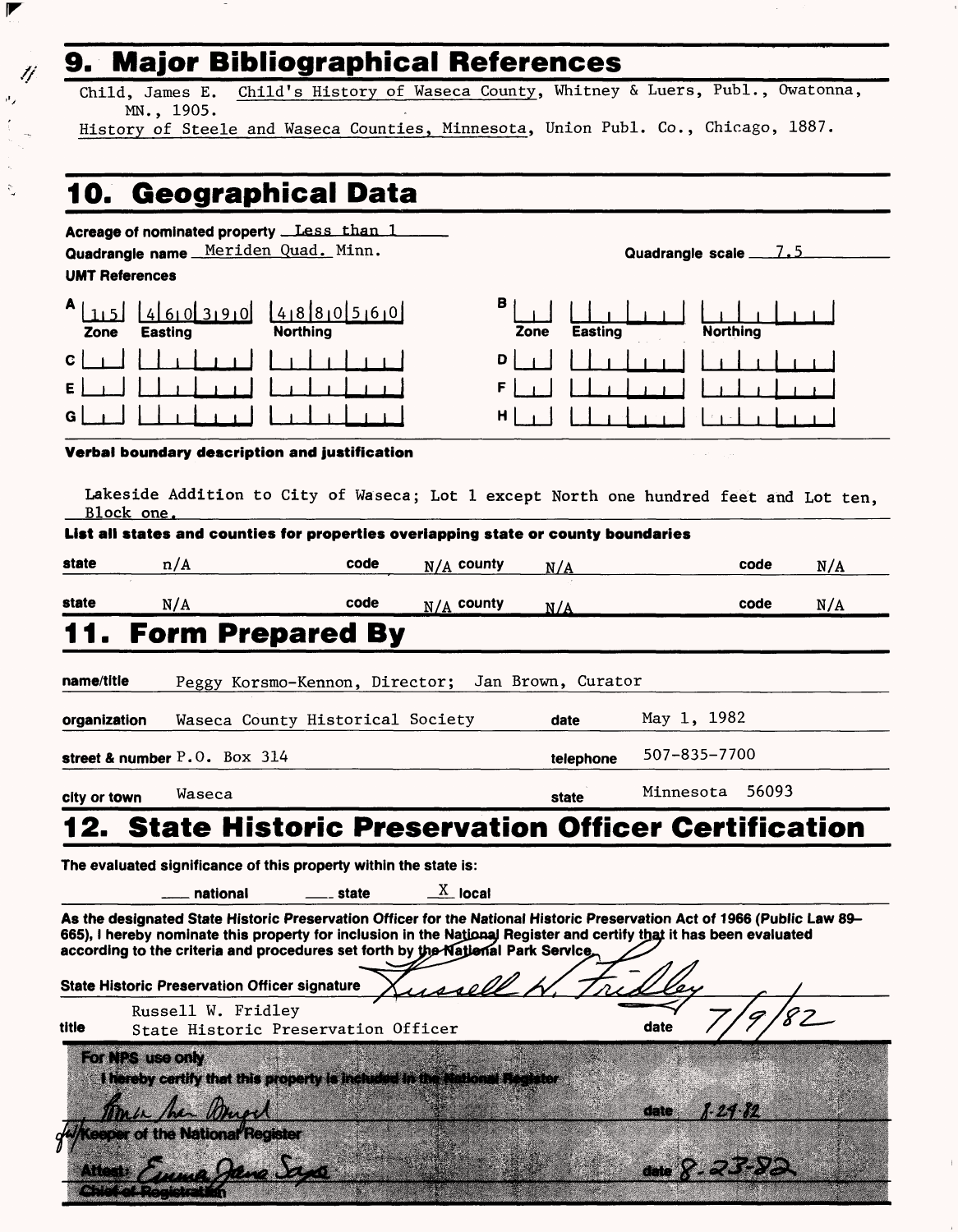## 9. Major Bibliographical References

Child, James E. Child's History of Waseca County, Whitney & Luers, Publ., Owatonna, MN., 1905.

History of Steele and Waseca Counties, Minnesota, Union Publ. Co., Chicago, 1887.

## 10. Geographical Data

**Acreage of nominated property** Less than 1

**Quadrangle name** Meriden Quad. Minn. **Quadrangle scale** 7.5

**UMT References**

| | Zone | Easting | Northing | | Zone | Easting | Northing |
|---|---|---|---|---|---|---|---|
| A | 15 | 460390 | 4880560 | B | | | |
| C | | | | D | | | |
| E | | | | F | | | |
| G | | | | H | | | |

**Verbal boundary description and justification**

Lakeside Addition to City of Waseca; Lot 1 except North one hundred feet and Lot ten, Block one.

**List all states and counties for properties overlapping state or county boundaries**

| state | | code | | county | | code | |
|---|---|---|---|---|---|---|---|
| state | n/A | code | N/A | county | N/A | code | N/A |
| state | N/A | code | N/A | county | N/A | code | N/A |

## 11. Form Prepared By

**name/title** Peggy Korsmo-Kennon, Director; Jan Brown, Curator

**organization** Waseca County Historical Society **date** May 1, 1982

**street & number** P.O. Box 314 **telephone** 507-835-7700

**city or town** Waseca **state** Minnesota 56093

## 12. State Historic Preservation Officer Certification

**The evaluated significance of this property within the state is:**

___ national ___ state X local

As the designated State Historic Preservation Officer for the National Historic Preservation Act of 1966 (Public Law 89–665), I hereby nominate this property for inclusion in the National Register and certify that it has been evaluated according to the criteria and procedures set forth by the National Park Service.

**State Historic Preservation Officer signature** Russell W. Fridley

**title** Russell W. Fridley
State Historic Preservation Officer **date** 7/9/82

**For NPS use only**

I hereby certify that this property is included in the National Register

Keeper of the National Register **date** 8-24-82

Attest: Emma Jane Saxe **date** 8-23-82

Chief of Registration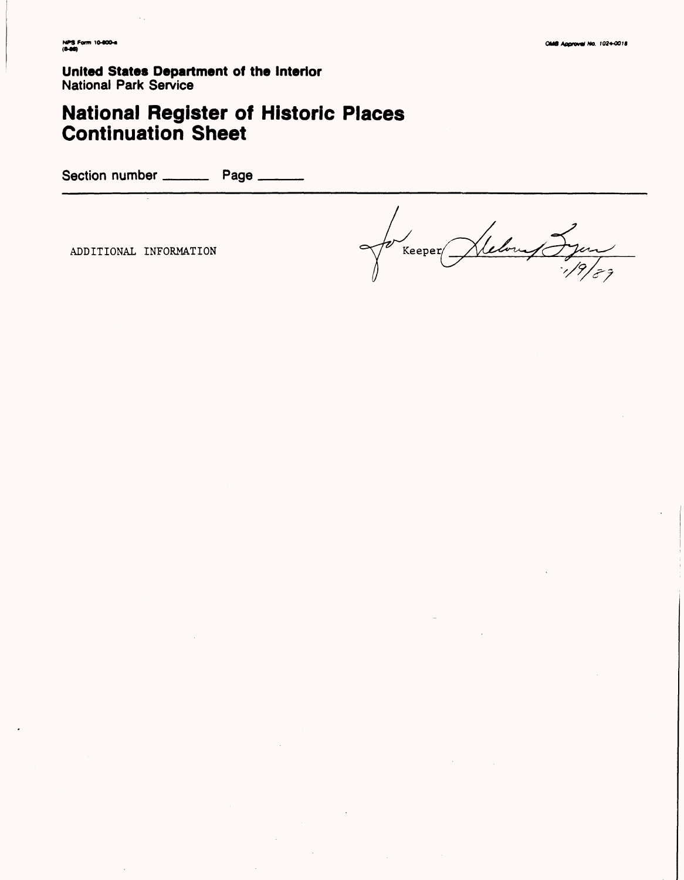NPS Form 10-900-a
(8-86)

OMB Approval No. 1024-0018

**United States Department of the Interior**
National Park Service

# National Register of Historic Places Continuation Sheet

Section number \_\_\_\_\_\_ Page \_\_\_\_\_\_

ADDITIONAL INFORMATION

for Keeper Helena Lynn
1/9/87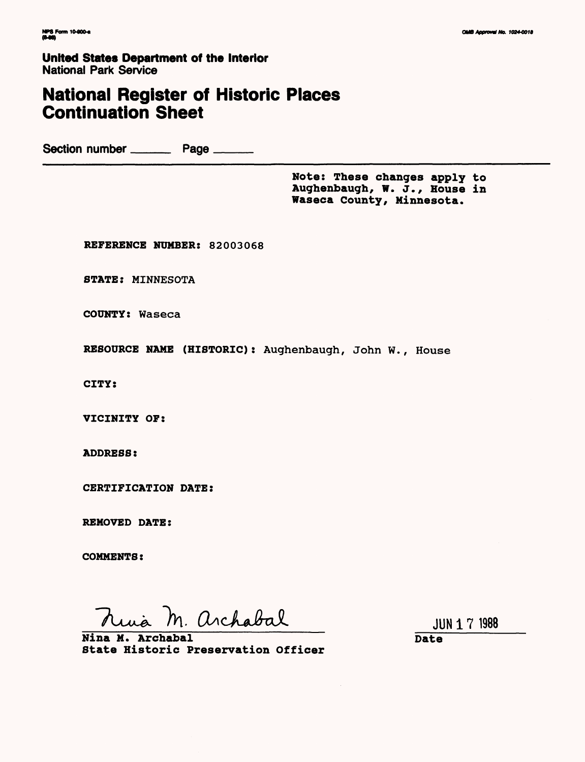NPS Form 10-900-a
(8-86)

OMB Approval No. 1024-0018

**United States Department of the Interior**
National Park Service

# National Register of Historic Places Continuation Sheet

Section number _______ Page _______

**Note: These changes apply to Aughenbaugh, W. J., House in Waseca County, Minnesota.**

**REFERENCE NUMBER:** 82003068

**STATE:** MINNESOTA

**COUNTY:** Waseca

**RESOURCE NAME (HISTORIC):** Aughenbaugh, John W., House

**CITY:**

**VICINITY OF:**

**ADDRESS:**

**CERTIFICATION DATE:**

**REMOVED DATE:**

**COMMENTS:**

Nina M. Archabal
**Nina M. Archabal**
**State Historic Preservation Officer**

JUN 17 1988
**Date**